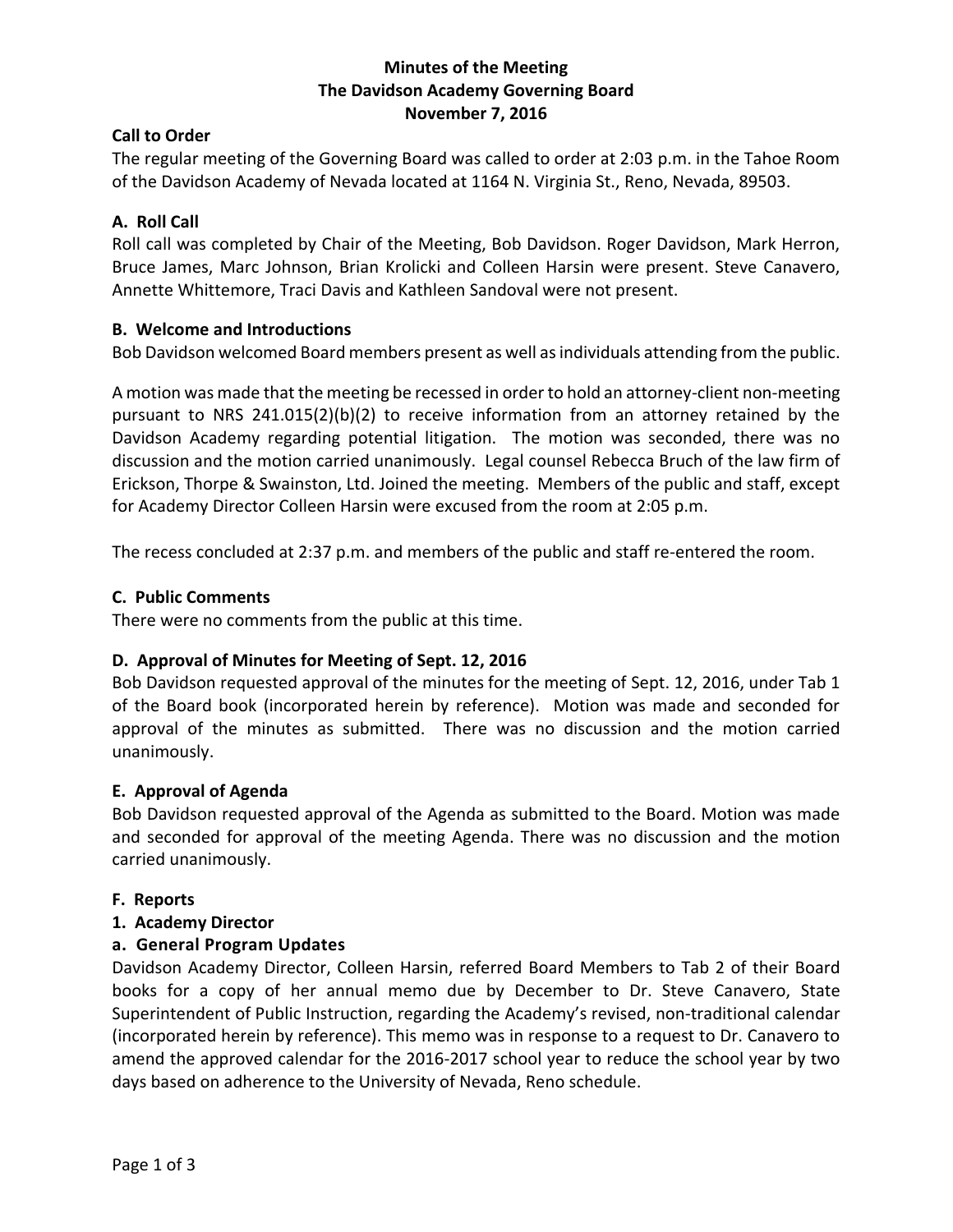# Minutes of the Meeting
# The Davidson Academy Governing Board
# November 7, 2016

## Call to Order

The regular meeting of the Governing Board was called to order at 2:03 p.m. in the Tahoe Room of the Davidson Academy of Nevada located at 1164 N. Virginia St., Reno, Nevada, 89503.

## A. Roll Call

Roll call was completed by Chair of the Meeting, Bob Davidson. Roger Davidson, Mark Herron, Bruce James, Marc Johnson, Brian Krolicki and Colleen Harsin were present. Steve Canavero, Annette Whittemore, Traci Davis and Kathleen Sandoval were not present.

## B. Welcome and Introductions

Bob Davidson welcomed Board members present as well as individuals attending from the public.

A motion was made that the meeting be recessed in order to hold an attorney-client non-meeting pursuant to NRS 241.015(2)(b)(2) to receive information from an attorney retained by the Davidson Academy regarding potential litigation. The motion was seconded, there was no discussion and the motion carried unanimously. Legal counsel Rebecca Bruch of the law firm of Erickson, Thorpe & Swainston, Ltd. Joined the meeting. Members of the public and staff, except for Academy Director Colleen Harsin were excused from the room at 2:05 p.m.

The recess concluded at 2:37 p.m. and members of the public and staff re-entered the room.

## C. Public Comments

There were no comments from the public at this time.

## D. Approval of Minutes for Meeting of Sept. 12, 2016

Bob Davidson requested approval of the minutes for the meeting of Sept. 12, 2016, under Tab 1 of the Board book (incorporated herein by reference). Motion was made and seconded for approval of the minutes as submitted. There was no discussion and the motion carried unanimously.

## E. Approval of Agenda

Bob Davidson requested approval of the Agenda as submitted to the Board. Motion was made and seconded for approval of the meeting Agenda. There was no discussion and the motion carried unanimously.

## F. Reports

### 1. Academy Director

#### a. General Program Updates

Davidson Academy Director, Colleen Harsin, referred Board Members to Tab 2 of their Board books for a copy of her annual memo due by December to Dr. Steve Canavero, State Superintendent of Public Instruction, regarding the Academy's revised, non-traditional calendar (incorporated herein by reference). This memo was in response to a request to Dr. Canavero to amend the approved calendar for the 2016-2017 school year to reduce the school year by two days based on adherence to the University of Nevada, Reno schedule.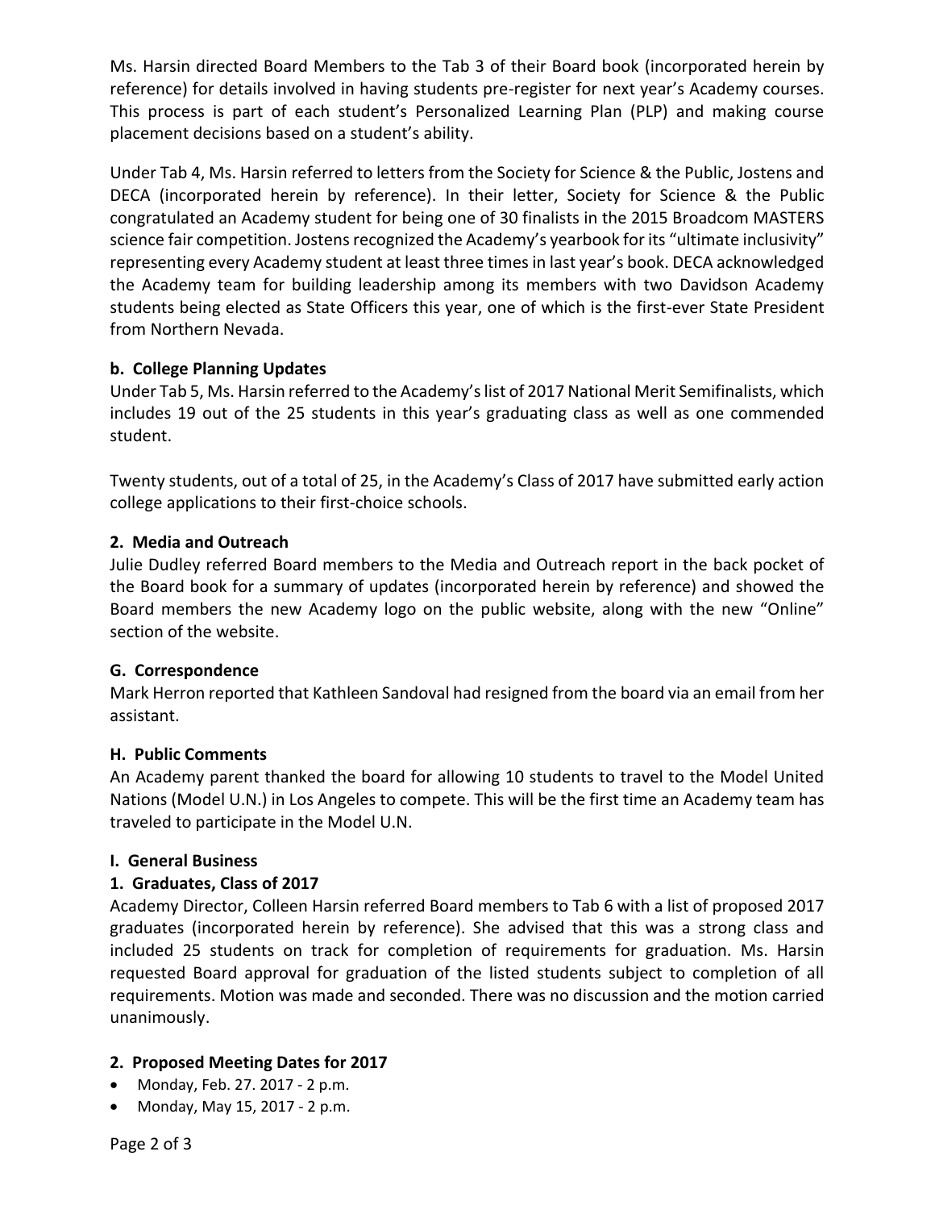Ms. Harsin directed Board Members to the Tab 3 of their Board book (incorporated herein by reference) for details involved in having students pre-register for next year's Academy courses. This process is part of each student's Personalized Learning Plan (PLP) and making course placement decisions based on a student's ability.

Under Tab 4, Ms. Harsin referred to letters from the Society for Science & the Public, Jostens and DECA (incorporated herein by reference). In their letter, Society for Science & the Public congratulated an Academy student for being one of 30 finalists in the 2015 Broadcom MASTERS science fair competition. Jostens recognized the Academy's yearbook for its "ultimate inclusivity" representing every Academy student at least three times in last year's book. DECA acknowledged the Academy team for building leadership among its members with two Davidson Academy students being elected as State Officers this year, one of which is the first-ever State President from Northern Nevada.

**b. College Planning Updates**

Under Tab 5, Ms. Harsin referred to the Academy's list of 2017 National Merit Semifinalists, which includes 19 out of the 25 students in this year's graduating class as well as one commended student.

Twenty students, out of a total of 25, in the Academy's Class of 2017 have submitted early action college applications to their first-choice schools.

**2. Media and Outreach**

Julie Dudley referred Board members to the Media and Outreach report in the back pocket of the Board book for a summary of updates (incorporated herein by reference) and showed the Board members the new Academy logo on the public website, along with the new "Online" section of the website.

**G. Correspondence**

Mark Herron reported that Kathleen Sandoval had resigned from the board via an email from her assistant.

**H. Public Comments**

An Academy parent thanked the board for allowing 10 students to travel to the Model United Nations (Model U.N.) in Los Angeles to compete. This will be the first time an Academy team has traveled to participate in the Model U.N.

**I. General Business**

**1. Graduates, Class of 2017**

Academy Director, Colleen Harsin referred Board members to Tab 6 with a list of proposed 2017 graduates (incorporated herein by reference). She advised that this was a strong class and included 25 students on track for completion of requirements for graduation. Ms. Harsin requested Board approval for graduation of the listed students subject to completion of all requirements. Motion was made and seconded. There was no discussion and the motion carried unanimously.

**2. Proposed Meeting Dates for 2017**

- Monday, Feb. 27. 2017 - 2 p.m.
- Monday, May 15, 2017 - 2 p.m.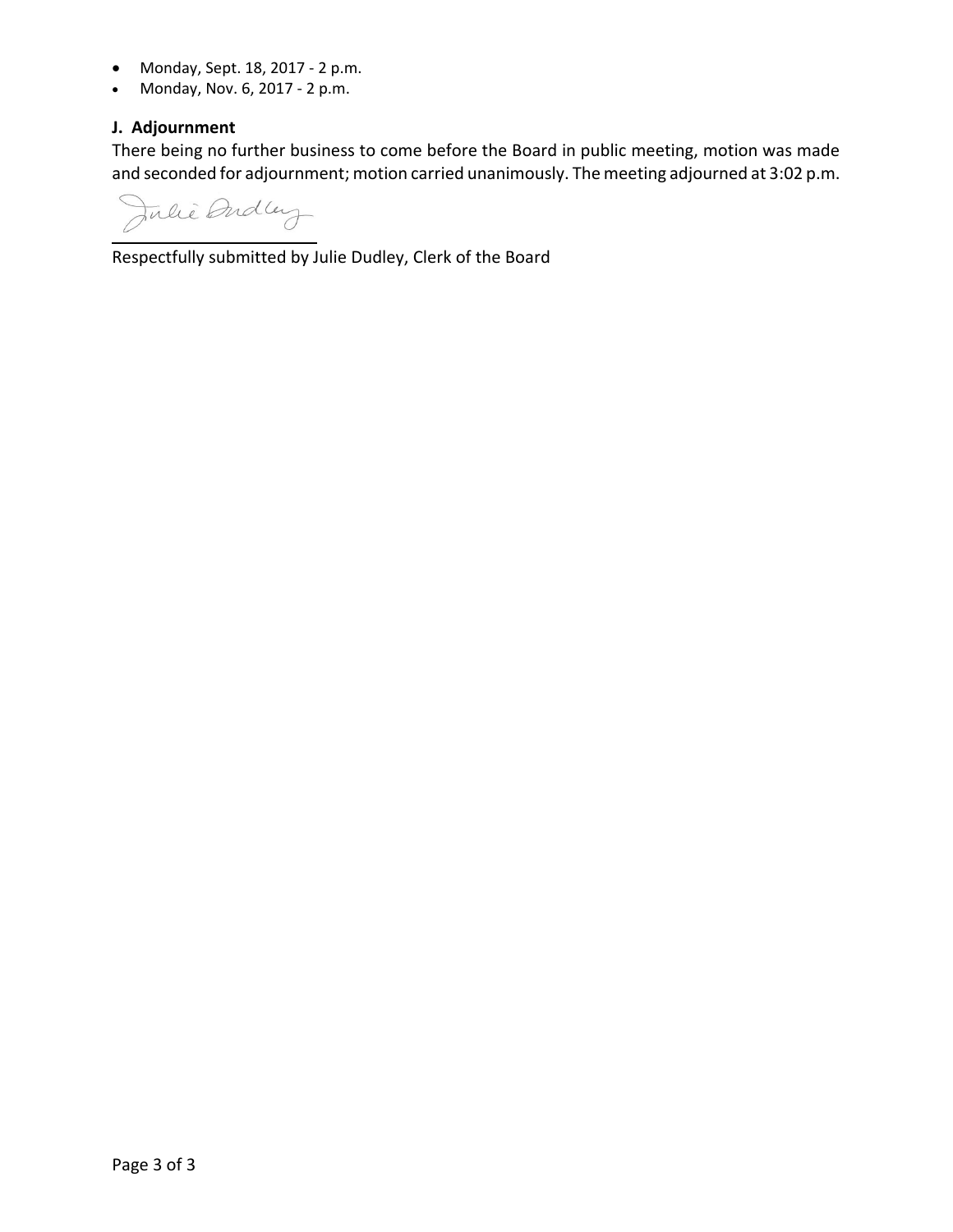- Monday, Sept. 18, 2017 - 2 p.m.
- Monday, Nov. 6, 2017 - 2 p.m.

**J. Adjournment**

There being no further business to come before the Board in public meeting, motion was made and seconded for adjournment; motion carried unanimously. The meeting adjourned at 3:02 p.m.

Julie Dudley

Respectfully submitted by Julie Dudley, Clerk of the Board